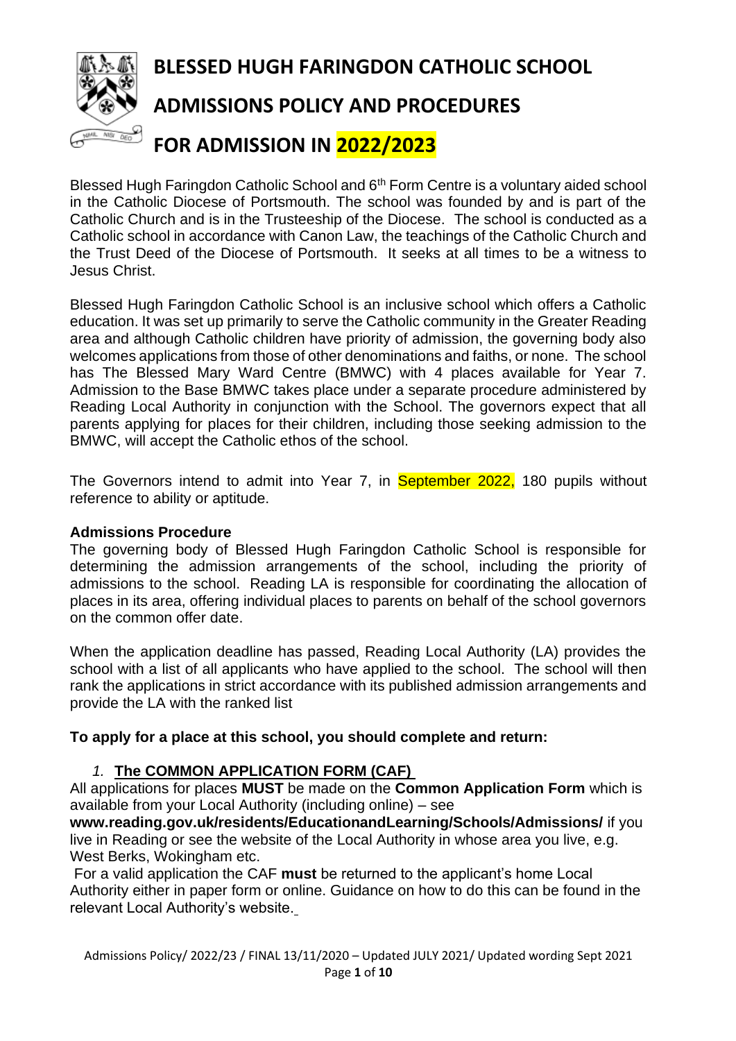# BLESSED HUGH FARINGDON CATHOLIC SCHOOL

# ADMISSIONS POLICY AND PROCEDURES

# FOR ADMISSION IN 2022/2023

Blessed Hugh Faringdon Catholic School and 6th Form Centre is a voluntary aided school in the Catholic Diocese of Portsmouth. The school was founded by and is part of the Catholic Church and is in the Trusteeship of the Diocese. The school is conducted as a Catholic school in accordance with Canon Law, the teachings of the Catholic Church and the Trust Deed of the Diocese of Portsmouth. It seeks at all times to be a witness to Jesus Christ.

Blessed Hugh Faringdon Catholic School is an inclusive school which offers a Catholic education. It was set up primarily to serve the Catholic community in the Greater Reading area and although Catholic children have priority of admission, the governing body also welcomes applications from those of other denominations and faiths, or none. The school has The Blessed Mary Ward Centre (BMWC) with 4 places available for Year 7. Admission to the Base BMWC takes place under a separate procedure administered by Reading Local Authority in conjunction with the School. The governors expect that all parents applying for places for their children, including those seeking admission to the BMWC, will accept the Catholic ethos of the school.

The Governors intend to admit into Year 7, in September 2022, 180 pupils without reference to ability or aptitude.

**Admissions Procedure**

The governing body of Blessed Hugh Faringdon Catholic School is responsible for determining the admission arrangements of the school, including the priority of admissions to the school. Reading LA is responsible for coordinating the allocation of places in its area, offering individual places to parents on behalf of the school governors on the common offer date.

When the application deadline has passed, Reading Local Authority (LA) provides the school with a list of all applicants who have applied to the school. The school will then rank the applications in strict accordance with its published admission arrangements and provide the LA with the ranked list

**To apply for a place at this school, you should complete and return:**

1. **The COMMON APPLICATION FORM (CAF)**

All applications for places **MUST** be made on the **Common Application Form** which is available from your Local Authority (including online) – see **www.reading.gov.uk/residents/EducationandLearning/Schools/Admissions/** if you live in Reading or see the website of the Local Authority in whose area you live, e.g. West Berks, Wokingham etc.

For a valid application the CAF **must** be returned to the applicant's home Local Authority either in paper form or online. Guidance on how to do this can be found in the relevant Local Authority's website.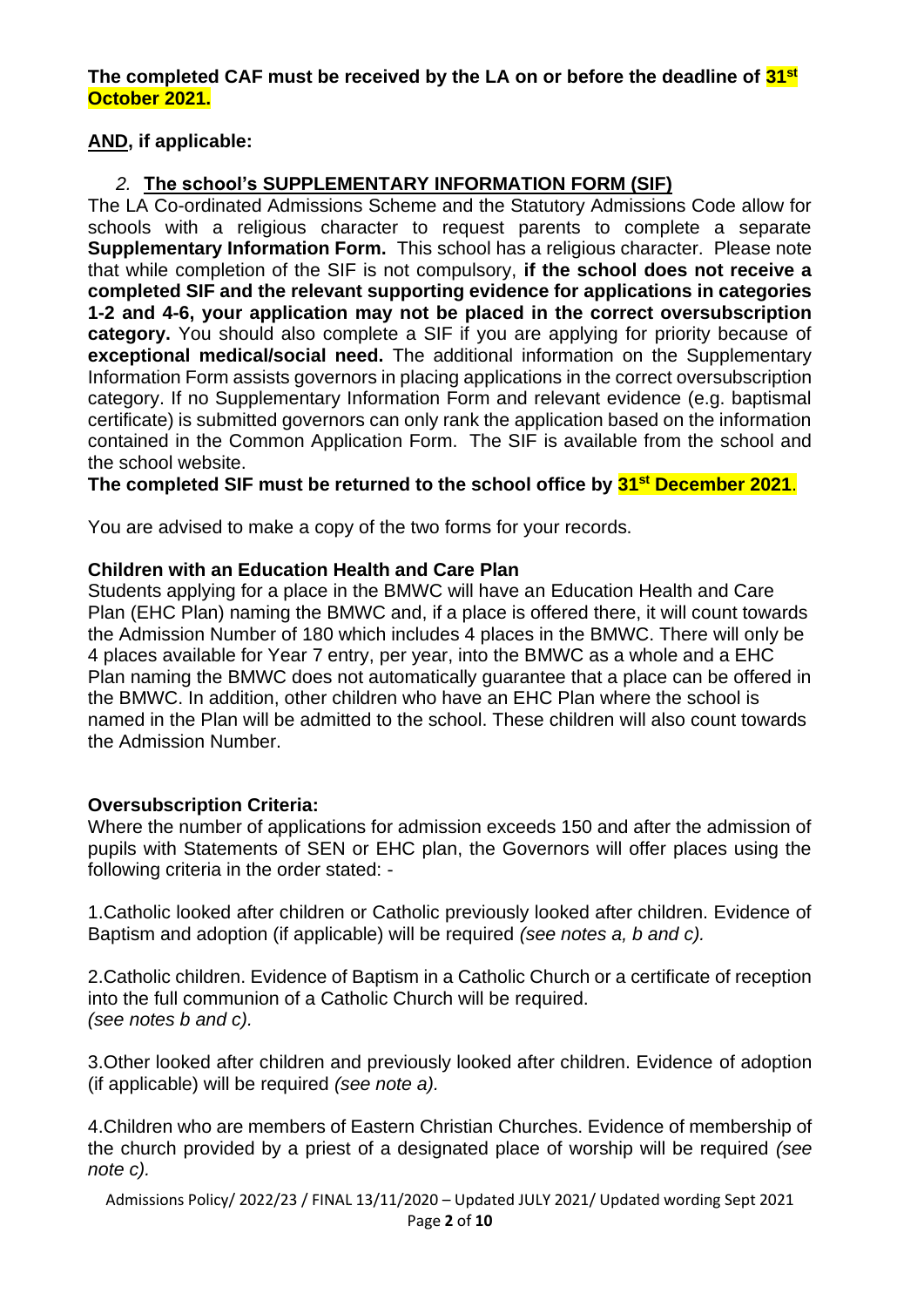**The completed CAF must be received by the LA on or before the deadline of 31st October 2021.**

**AND, if applicable:**

2. **The school's SUPPLEMENTARY INFORMATION FORM (SIF)**

The LA Co-ordinated Admissions Scheme and the Statutory Admissions Code allow for schools with a religious character to request parents to complete a separate **Supplementary Information Form.** This school has a religious character. Please note that while completion of the SIF is not compulsory, **if the school does not receive a completed SIF and the relevant supporting evidence for applications in categories 1-2 and 4-6, your application may not be placed in the correct oversubscription category.** You should also complete a SIF if you are applying for priority because of **exceptional medical/social need.** The additional information on the Supplementary Information Form assists governors in placing applications in the correct oversubscription category. If no Supplementary Information Form and relevant evidence (e.g. baptismal certificate) is submitted governors can only rank the application based on the information contained in the Common Application Form. The SIF is available from the school and the school website.

**The completed SIF must be returned to the school office by 31st December 2021**.

You are advised to make a copy of the two forms for your records.

**Children with an Education Health and Care Plan**

Students applying for a place in the BMWC will have an Education Health and Care Plan (EHC Plan) naming the BMWC and, if a place is offered there, it will count towards the Admission Number of 180 which includes 4 places in the BMWC. There will only be 4 places available for Year 7 entry, per year, into the BMWC as a whole and a EHC Plan naming the BMWC does not automatically guarantee that a place can be offered in the BMWC. In addition, other children who have an EHC Plan where the school is named in the Plan will be admitted to the school. These children will also count towards the Admission Number.

**Oversubscription Criteria:**

Where the number of applications for admission exceeds 150 and after the admission of pupils with Statements of SEN or EHC plan, the Governors will offer places using the following criteria in the order stated: -

1. Catholic looked after children or Catholic previously looked after children. Evidence of Baptism and adoption (if applicable) will be required *(see notes a, b and c).*

2. Catholic children. Evidence of Baptism in a Catholic Church or a certificate of reception into the full communion of a Catholic Church will be required. *(see notes b and c).*

3. Other looked after children and previously looked after children. Evidence of adoption (if applicable) will be required *(see note a).*

4. Children who are members of Eastern Christian Churches. Evidence of membership of the church provided by a priest of a designated place of worship will be required *(see note c).*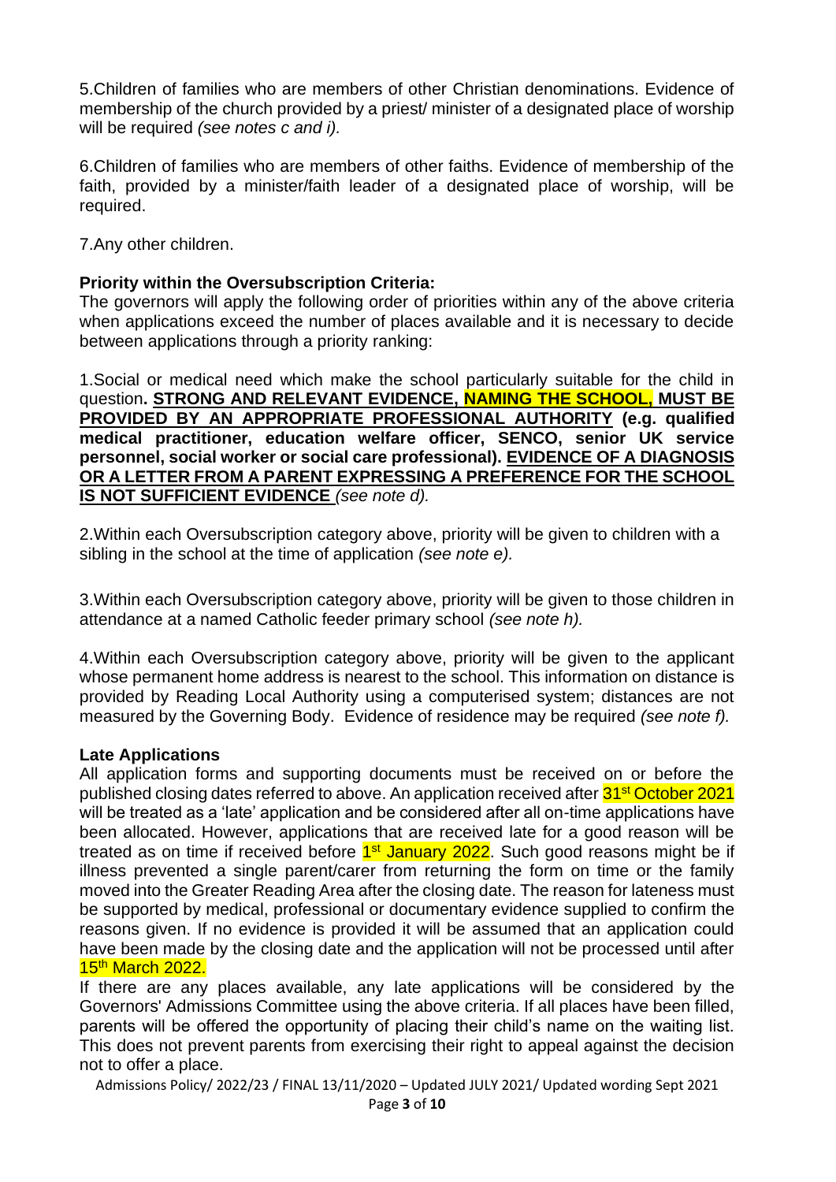5.Children of families who are members of other Christian denominations. Evidence of membership of the church provided by a priest/ minister of a designated place of worship will be required *(see notes c and i).*

6.Children of families who are members of other faiths. Evidence of membership of the faith, provided by a minister/faith leader of a designated place of worship, will be required.

7.Any other children.

**Priority within the Oversubscription Criteria:**
The governors will apply the following order of priorities within any of the above criteria when applications exceed the number of places available and it is necessary to decide between applications through a priority ranking:

1.Social or medical need which make the school particularly suitable for the child in question**. STRONG AND RELEVANT EVIDENCE, NAMING THE SCHOOL, MUST BE PROVIDED BY AN APPROPRIATE PROFESSIONAL AUTHORITY (e.g. qualified medical practitioner, education welfare officer, SENCO, senior UK service personnel, social worker or social care professional). EVIDENCE OF A DIAGNOSIS OR A LETTER FROM A PARENT EXPRESSING A PREFERENCE FOR THE SCHOOL IS NOT SUFFICIENT EVIDENCE** *(see note d).*

2.Within each Oversubscription category above, priority will be given to children with a sibling in the school at the time of application *(see note e).*

3.Within each Oversubscription category above, priority will be given to those children in attendance at a named Catholic feeder primary school *(see note h).*

4.Within each Oversubscription category above, priority will be given to the applicant whose permanent home address is nearest to the school. This information on distance is provided by Reading Local Authority using a computerised system; distances are not measured by the Governing Body. Evidence of residence may be required *(see note f).*

**Late Applications**
All application forms and supporting documents must be received on or before the published closing dates referred to above. An application received after 31st October 2021 will be treated as a 'late' application and be considered after all on-time applications have been allocated. However, applications that are received late for a good reason will be treated as on time if received before 1st January 2022. Such good reasons might be if illness prevented a single parent/carer from returning the form on time or the family moved into the Greater Reading Area after the closing date. The reason for lateness must be supported by medical, professional or documentary evidence supplied to confirm the reasons given. If no evidence is provided it will be assumed that an application could have been made by the closing date and the application will not be processed until after 15th March 2022.
If there are any places available, any late applications will be considered by the Governors' Admissions Committee using the above criteria. If all places have been filled, parents will be offered the opportunity of placing their child's name on the waiting list. This does not prevent parents from exercising their right to appeal against the decision not to offer a place.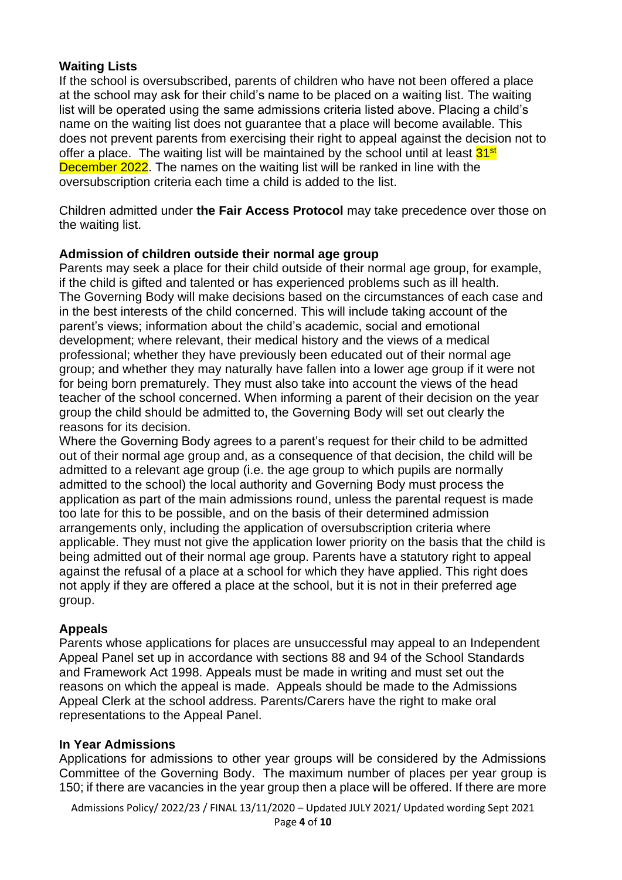## Waiting Lists

If the school is oversubscribed, parents of children who have not been offered a place at the school may ask for their child's name to be placed on a waiting list. The waiting list will be operated using the same admissions criteria listed above. Placing a child's name on the waiting list does not guarantee that a place will become available. This does not prevent parents from exercising their right to appeal against the decision not to offer a place. The waiting list will be maintained by the school until at least 31st December 2022. The names on the waiting list will be ranked in line with the oversubscription criteria each time a child is added to the list.

Children admitted under **the Fair Access Protocol** may take precedence over those on the waiting list.

## Admission of children outside their normal age group

Parents may seek a place for their child outside of their normal age group, for example, if the child is gifted and talented or has experienced problems such as ill health. The Governing Body will make decisions based on the circumstances of each case and in the best interests of the child concerned. This will include taking account of the parent's views; information about the child's academic, social and emotional development; where relevant, their medical history and the views of a medical professional; whether they have previously been educated out of their normal age group; and whether they may naturally have fallen into a lower age group if it were not for being born prematurely. They must also take into account the views of the head teacher of the school concerned. When informing a parent of their decision on the year group the child should be admitted to, the Governing Body will set out clearly the reasons for its decision.

Where the Governing Body agrees to a parent's request for their child to be admitted out of their normal age group and, as a consequence of that decision, the child will be admitted to a relevant age group (i.e. the age group to which pupils are normally admitted to the school) the local authority and Governing Body must process the application as part of the main admissions round, unless the parental request is made too late for this to be possible, and on the basis of their determined admission arrangements only, including the application of oversubscription criteria where applicable. They must not give the application lower priority on the basis that the child is being admitted out of their normal age group. Parents have a statutory right to appeal against the refusal of a place at a school for which they have applied. This right does not apply if they are offered a place at the school, but it is not in their preferred age group.

## Appeals

Parents whose applications for places are unsuccessful may appeal to an Independent Appeal Panel set up in accordance with sections 88 and 94 of the School Standards and Framework Act 1998. Appeals must be made in writing and must set out the reasons on which the appeal is made. Appeals should be made to the Admissions Appeal Clerk at the school address. Parents/Carers have the right to make oral representations to the Appeal Panel.

## In Year Admissions

Applications for admissions to other year groups will be considered by the Admissions Committee of the Governing Body. The maximum number of places per year group is 150; if there are vacancies in the year group then a place will be offered. If there are more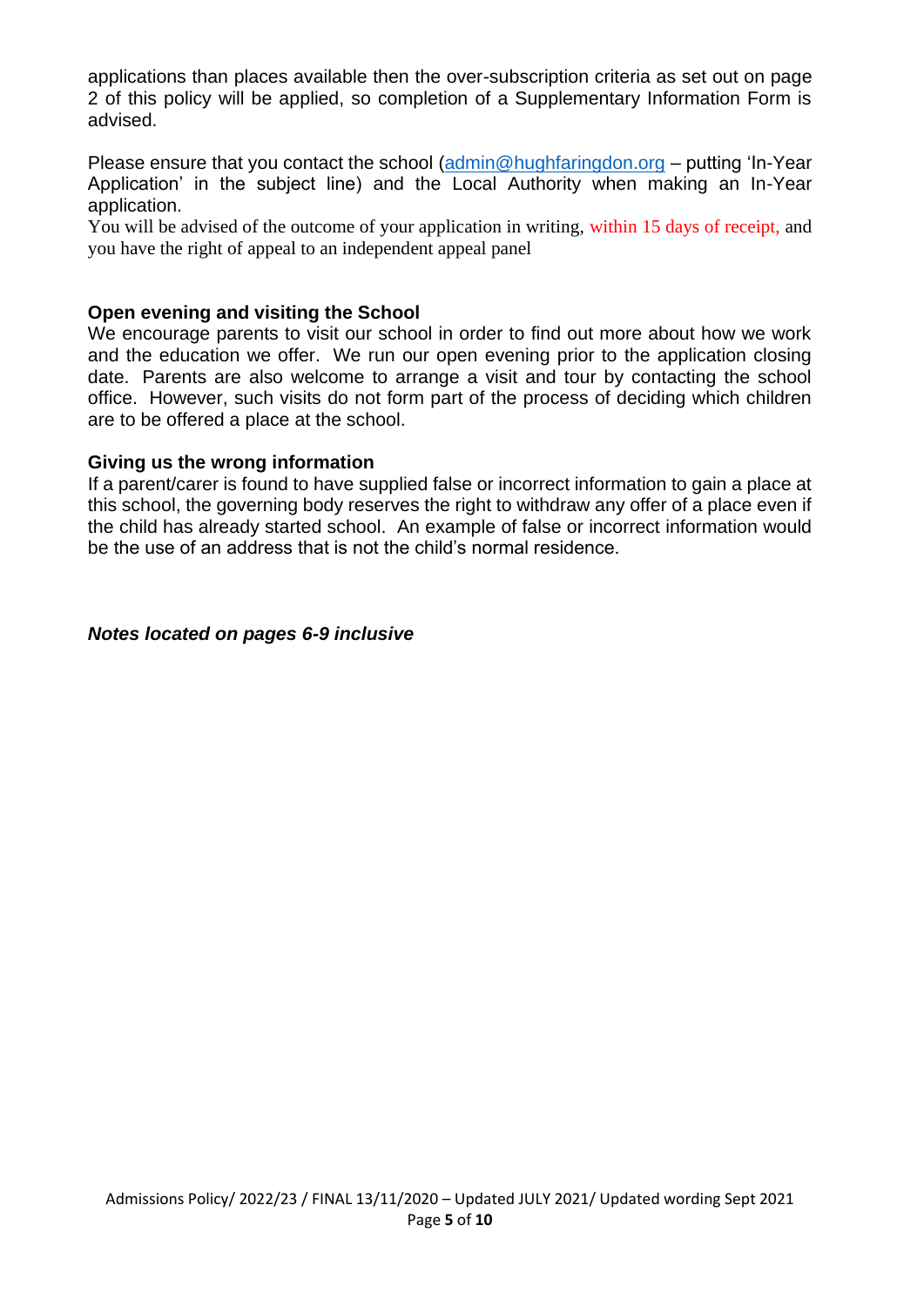applications than places available then the over-subscription criteria as set out on page 2 of this policy will be applied, so completion of a Supplementary Information Form is advised.

Please ensure that you contact the school (admin@hughfaringdon.org – putting 'In-Year Application' in the subject line) and the Local Authority when making an In-Year application.
You will be advised of the outcome of your application in writing, within 15 days of receipt, and you have the right of appeal to an independent appeal panel

**Open evening and visiting the School**
We encourage parents to visit our school in order to find out more about how we work and the education we offer. We run our open evening prior to the application closing date. Parents are also welcome to arrange a visit and tour by contacting the school office. However, such visits do not form part of the process of deciding which children are to be offered a place at the school.

**Giving us the wrong information**
If a parent/carer is found to have supplied false or incorrect information to gain a place at this school, the governing body reserves the right to withdraw any offer of a place even if the child has already started school. An example of false or incorrect information would be the use of an address that is not the child's normal residence.

***Notes located on pages 6-9 inclusive***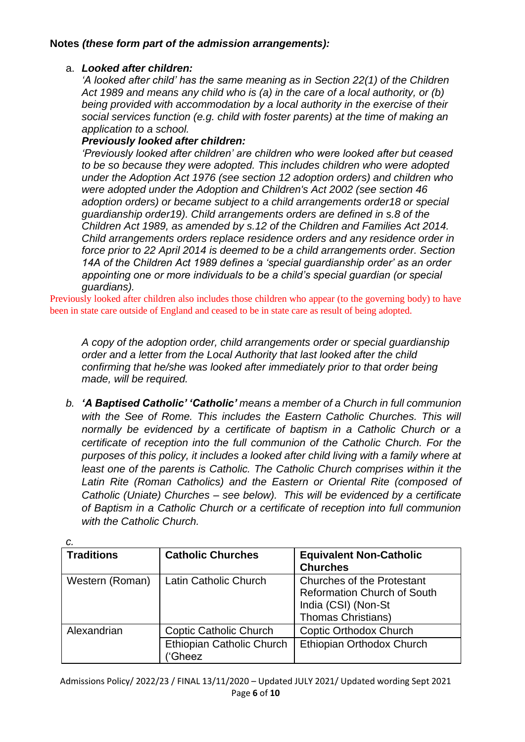**Notes *(these form part of the admission arrangements):***

a. ***Looked after children:***

*'A looked after child' has the same meaning as in Section 22(1) of the Children Act 1989 and means any child who is (a) in the care of a local authority, or (b) being provided with accommodation by a local authority in the exercise of their social services function (e.g. child with foster parents) at the time of making an application to a school.*

***Previously looked after children:***

*'Previously looked after children' are children who were looked after but ceased to be so because they were adopted. This includes children who were adopted under the Adoption Act 1976 (see section 12 adoption orders) and children who were adopted under the Adoption and Children's Act 2002 (see section 46 adoption orders) or became subject to a child arrangements order18 or special guardianship order19). Child arrangements orders are defined in s.8 of the Children Act 1989, as amended by s.12 of the Children and Families Act 2014. Child arrangements orders replace residence orders and any residence order in force prior to 22 April 2014 is deemed to be a child arrangements order. Section 14A of the Children Act 1989 defines a 'special guardianship order' as an order appointing one or more individuals to be a child's special guardian (or special guardians).*

Previously looked after children also includes those children who appear (to the governing body) to have been in state care outside of England and ceased to be in state care as result of being adopted.

*A copy of the adoption order, child arrangements order or special guardianship order and a letter from the Local Authority that last looked after the child confirming that he/she was looked after immediately prior to that order being made, will be required.*

b. ***'A Baptised Catholic' 'Catholic'*** *means a member of a Church in full communion with the See of Rome. This includes the Eastern Catholic Churches. This will normally be evidenced by a certificate of baptism in a Catholic Church or a certificate of reception into the full communion of the Catholic Church. For the purposes of this policy, it includes a looked after child living with a family where at least one of the parents is Catholic. The Catholic Church comprises within it the Latin Rite (Roman Catholics) and the Eastern or Oriental Rite (composed of Catholic (Uniate) Churches – see below). This will be evidenced by a certificate of Baptism in a Catholic Church or a certificate of reception into full communion with the Catholic Church.*

*c.*

| Traditions | Catholic Churches | Equivalent Non-Catholic Churches |
|---|---|---|
| Western (Roman) | Latin Catholic Church | Churches of the Protestant Reformation Church of South India (CSI) (Non-St Thomas Christians) |
| Alexandrian | Coptic Catholic Church | Coptic Orthodox Church |
| | Ethiopian Catholic Church ('Gheez | Ethiopian Orthodox Church |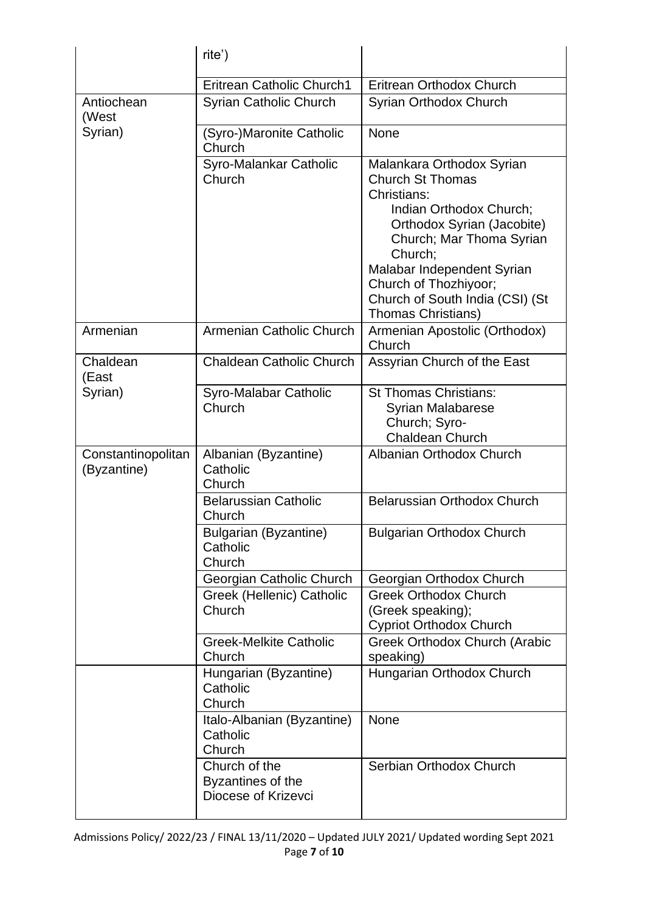|  |  |  |
| --- | --- | --- |
|  | rite') |  |
|  | Eritrean Catholic Church1 | Eritrean Orthodox Church |
| Antiochean (West Syrian) | Syrian Catholic Church | Syrian Orthodox Church |
|  | (Syro-)Maronite Catholic Church | None |
|  | Syro-Malankar Catholic Church | Malankara Orthodox Syrian Church St Thomas Christians: Indian Orthodox Church; Orthodox Syrian (Jacobite) Church; Mar Thoma Syrian Church; Malabar Independent Syrian Church of Thozhiyoor; Church of South India (CSI) (St Thomas Christians) |
| Armenian | Armenian Catholic Church | Armenian Apostolic (Orthodox) Church |
| Chaldean (East Syrian) | Chaldean Catholic Church | Assyrian Church of the East |
|  | Syro-Malabar Catholic Church | St Thomas Christians: Syrian Malabarese Church; Syro-Chaldean Church |
| Constantinopolitan (Byzantine) | Albanian (Byzantine) Catholic Church | Albanian Orthodox Church |
|  | Belarussian Catholic Church | Belarussian Orthodox Church |
|  | Bulgarian (Byzantine) Catholic Church | Bulgarian Orthodox Church |
|  | Georgian Catholic Church | Georgian Orthodox Church |
|  | Greek (Hellenic) Catholic Church | Greek Orthodox Church (Greek speaking); Cypriot Orthodox Church |
|  | Greek-Melkite Catholic Church | Greek Orthodox Church (Arabic speaking) |
|  | Hungarian (Byzantine) Catholic Church | Hungarian Orthodox Church |
|  | Italo-Albanian (Byzantine) Catholic Church | None |
|  | Church of the Byzantines of the Diocese of Krizevci | Serbian Orthodox Church |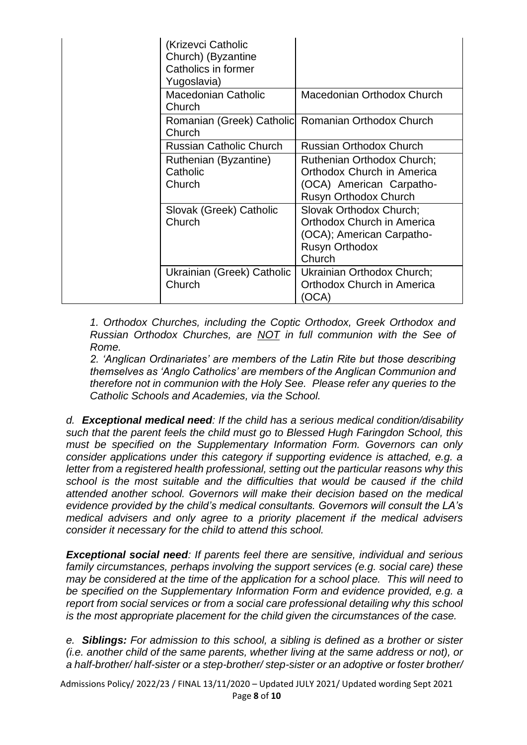| | | |
|---|---|---|
| | (Krizevci Catholic Church) (Byzantine Catholics in former Yugoslavia) | |
| | Macedonian Catholic Church | Macedonian Orthodox Church |
| | Romanian (Greek) Catholic Church | Romanian Orthodox Church |
| | Russian Catholic Church | Russian Orthodox Church |
| | Ruthenian (Byzantine) Catholic Church | Ruthenian Orthodox Church; Orthodox Church in America (OCA) American Carpatho-Rusyn Orthodox Church |
| | Slovak (Greek) Catholic Church | Slovak Orthodox Church; Orthodox Church in America (OCA); American Carpatho-Rusyn Orthodox Church |
| | Ukrainian (Greek) Catholic Church | Ukrainian Orthodox Church; Orthodox Church in America (OCA) |

*1. Orthodox Churches, including the Coptic Orthodox, Greek Orthodox and Russian Orthodox Churches, are NOT in full communion with the See of Rome.*

*2. 'Anglican Ordinariates' are members of the Latin Rite but those describing themselves as 'Anglo Catholics' are members of the Anglican Communion and therefore not in communion with the Holy See. Please refer any queries to the Catholic Schools and Academies, via the School.*

*d. **Exceptional medical need**: If the child has a serious medical condition/disability such that the parent feels the child must go to Blessed Hugh Faringdon School, this must be specified on the Supplementary Information Form. Governors can only consider applications under this category if supporting evidence is attached, e.g. a letter from a registered health professional, setting out the particular reasons why this school is the most suitable and the difficulties that would be caused if the child attended another school. Governors will make their decision based on the medical evidence provided by the child's medical consultants. Governors will consult the LA's medical advisers and only agree to a priority placement if the medical advisers consider it necessary for the child to attend this school.*

***Exceptional social need**: If parents feel there are sensitive, individual and serious family circumstances, perhaps involving the support services (e.g. social care) these may be considered at the time of the application for a school place. This will need to be specified on the Supplementary Information Form and evidence provided, e.g. a report from social services or from a social care professional detailing why this school is the most appropriate placement for the child given the circumstances of the case.*

*e. **Siblings:** For admission to this school, a sibling is defined as a brother or sister (i.e. another child of the same parents, whether living at the same address or not), or a half-brother/ half-sister or a step-brother/ step-sister or an adoptive or foster brother/*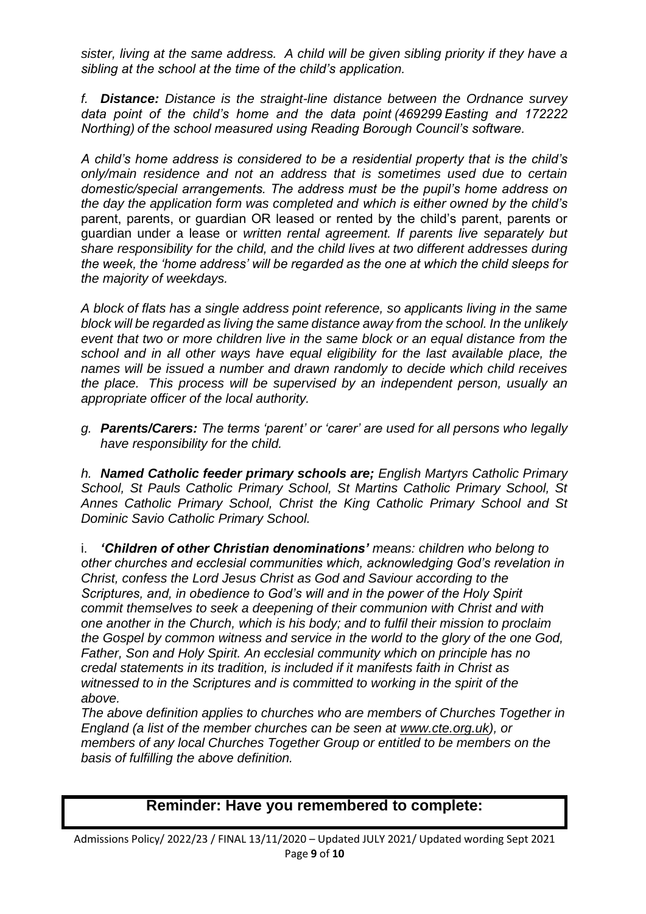*sister, living at the same address. A child will be given sibling priority if they have a sibling at the school at the time of the child's application.*

*f. **Distance:** Distance is the straight-line distance between the Ordnance survey data point of the child's home and the data point (469299 Easting and 172222 Northing) of the school measured using Reading Borough Council's software.*

*A child's home address is considered to be a residential property that is the child's only/main residence and not an address that is sometimes used due to certain domestic/special arrangements. The address must be the pupil's home address on the day the application form was completed and which is either owned by the child's* parent, parents, or guardian OR leased or rented by the child's parent, parents or guardian under a lease or *written rental agreement. If parents live separately but share responsibility for the child, and the child lives at two different addresses during the week, the 'home address' will be regarded as the one at which the child sleeps for the majority of weekdays.*

*A block of flats has a single address point reference, so applicants living in the same block will be regarded as living the same distance away from the school. In the unlikely event that two or more children live in the same block or an equal distance from the school and in all other ways have equal eligibility for the last available place, the names will be issued a number and drawn randomly to decide which child receives the place. This process will be supervised by an independent person, usually an appropriate officer of the local authority.*

*g. **Parents/Carers:** The terms 'parent' or 'carer' are used for all persons who legally have responsibility for the child.*

*h. **Named Catholic feeder primary schools are;** English Martyrs Catholic Primary School, St Pauls Catholic Primary School, St Martins Catholic Primary School, St Annes Catholic Primary School, Christ the King Catholic Primary School and St Dominic Savio Catholic Primary School.*

i. ***'Children of other Christian denominations'*** *means: children who belong to other churches and ecclesial communities which, acknowledging God's revelation in Christ, confess the Lord Jesus Christ as God and Saviour according to the Scriptures, and, in obedience to God's will and in the power of the Holy Spirit commit themselves to seek a deepening of their communion with Christ and with one another in the Church, which is his body; and to fulfil their mission to proclaim the Gospel by common witness and service in the world to the glory of the one God, Father, Son and Holy Spirit. An ecclesial community which on principle has no credal statements in its tradition, is included if it manifests faith in Christ as witnessed to in the Scriptures and is committed to working in the spirit of the above.*

*The above definition applies to churches who are members of Churches Together in England (a list of the member churches can be seen at www.cte.org.uk), or members of any local Churches Together Group or entitled to be members on the basis of fulfilling the above definition.*

**Reminder: Have you remembered to complete:**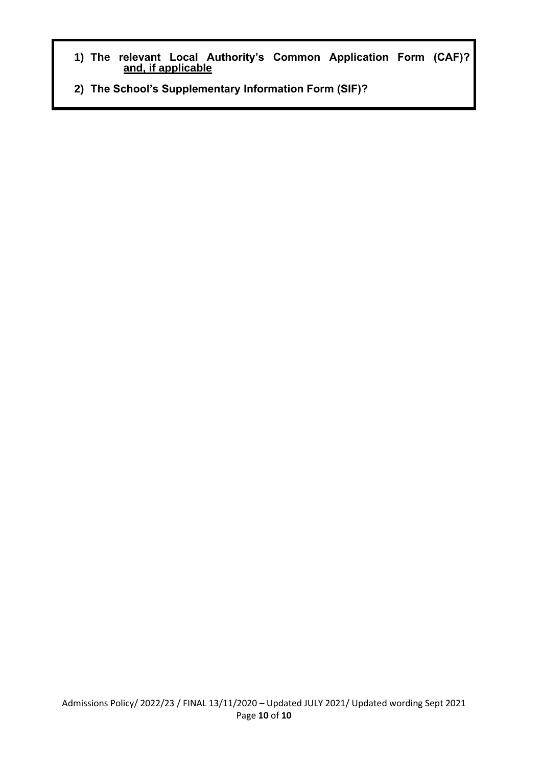1) **The relevant Local Authority's Common Application Form (CAF)?** <u>**and, if applicable**</u>

2) **The School's Supplementary Information Form (SIF)?**